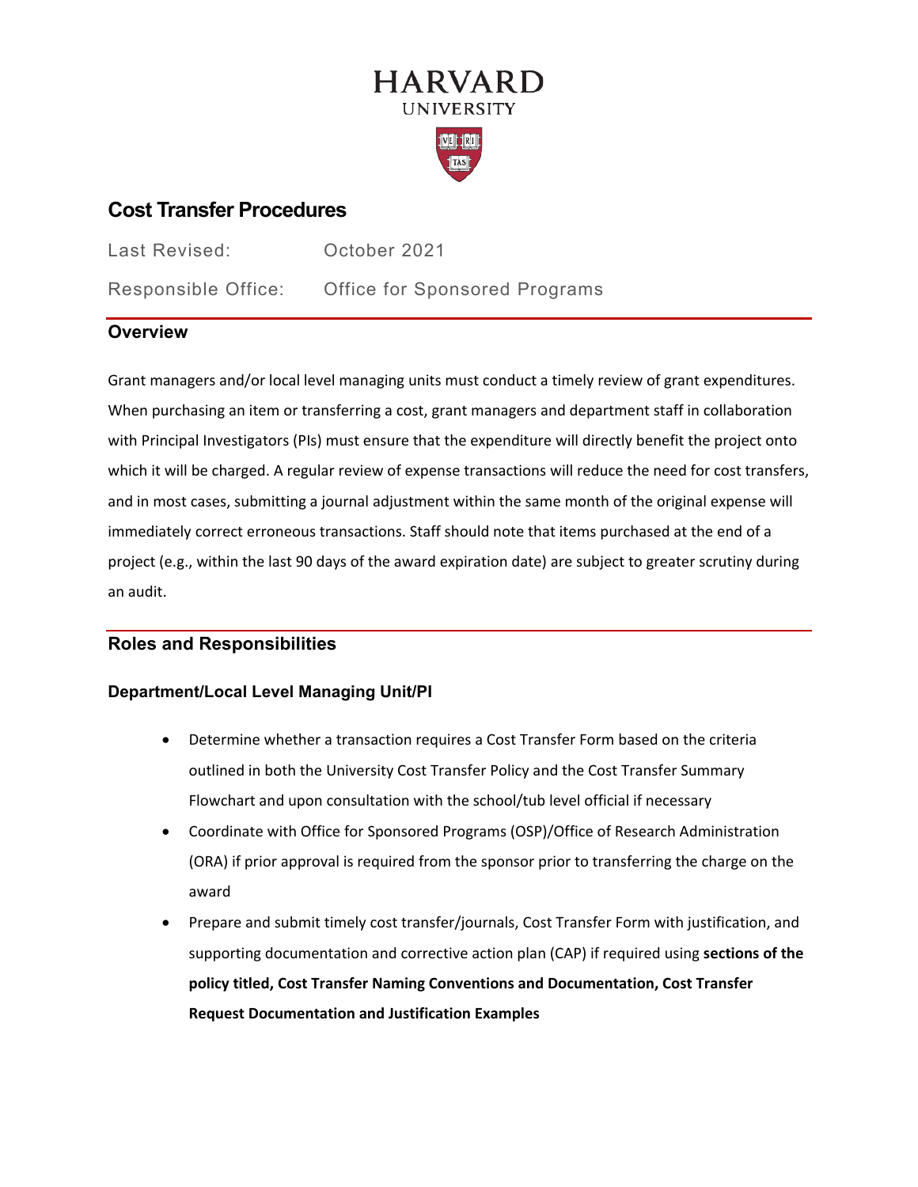# HARVARD UNIVERSITY

# Cost Transfer Procedures

Last Revised: October 2021

Responsible Office: Office for Sponsored Programs

## Overview

Grant managers and/or local level managing units must conduct a timely review of grant expenditures. When purchasing an item or transferring a cost, grant managers and department staff in collaboration with Principal Investigators (PIs) must ensure that the expenditure will directly benefit the project onto which it will be charged. A regular review of expense transactions will reduce the need for cost transfers, and in most cases, submitting a journal adjustment within the same month of the original expense will immediately correct erroneous transactions. Staff should note that items purchased at the end of a project (e.g., within the last 90 days of the award expiration date) are subject to greater scrutiny during an audit.

## Roles and Responsibilities

### Department/Local Level Managing Unit/PI

- Determine whether a transaction requires a Cost Transfer Form based on the criteria outlined in both the University Cost Transfer Policy and the Cost Transfer Summary Flowchart and upon consultation with the school/tub level official if necessary
- Coordinate with Office for Sponsored Programs (OSP)/Office of Research Administration (ORA) if prior approval is required from the sponsor prior to transferring the charge on the award
- Prepare and submit timely cost transfer/journals, Cost Transfer Form with justification, and supporting documentation and corrective action plan (CAP) if required using **sections of the policy titled, Cost Transfer Naming Conventions and Documentation, Cost Transfer Request Documentation and Justification Examples**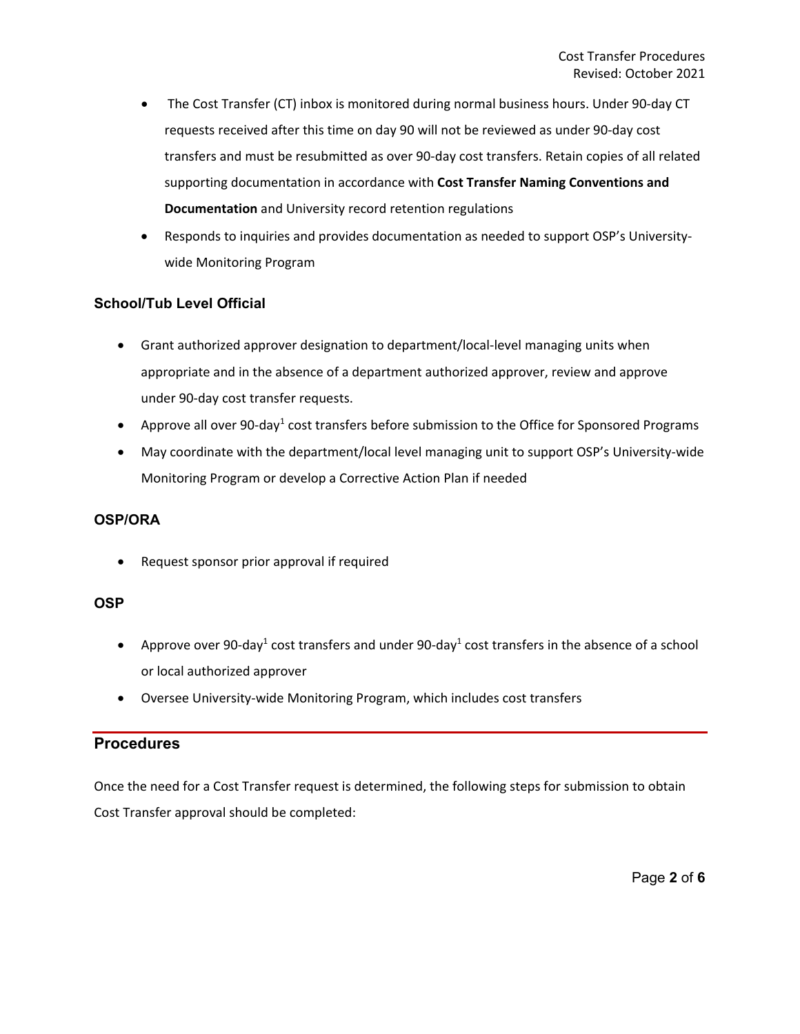- The Cost Transfer (CT) inbox is monitored during normal business hours. Under 90-day CT requests received after this time on day 90 will not be reviewed as under 90-day cost transfers and must be resubmitted as over 90-day cost transfers. Retain copies of all related supporting documentation in accordance with **Cost Transfer Naming Conventions and Documentation** and University record retention regulations
- Responds to inquiries and provides documentation as needed to support OSP's University-wide Monitoring Program

### School/Tub Level Official

- Grant authorized approver designation to department/local-level managing units when appropriate and in the absence of a department authorized approver, review and approve under 90-day cost transfer requests.
- Approve all over 90-day[1] cost transfers before submission to the Office for Sponsored Programs
- May coordinate with the department/local level managing unit to support OSP's University-wide Monitoring Program or develop a Corrective Action Plan if needed

### OSP/ORA

- Request sponsor prior approval if required

### OSP

- Approve over 90-day[1] cost transfers and under 90-day[1] cost transfers in the absence of a school or local authorized approver
- Oversee University-wide Monitoring Program, which includes cost transfers

## Procedures

Once the need for a Cost Transfer request is determined, the following steps for submission to obtain Cost Transfer approval should be completed: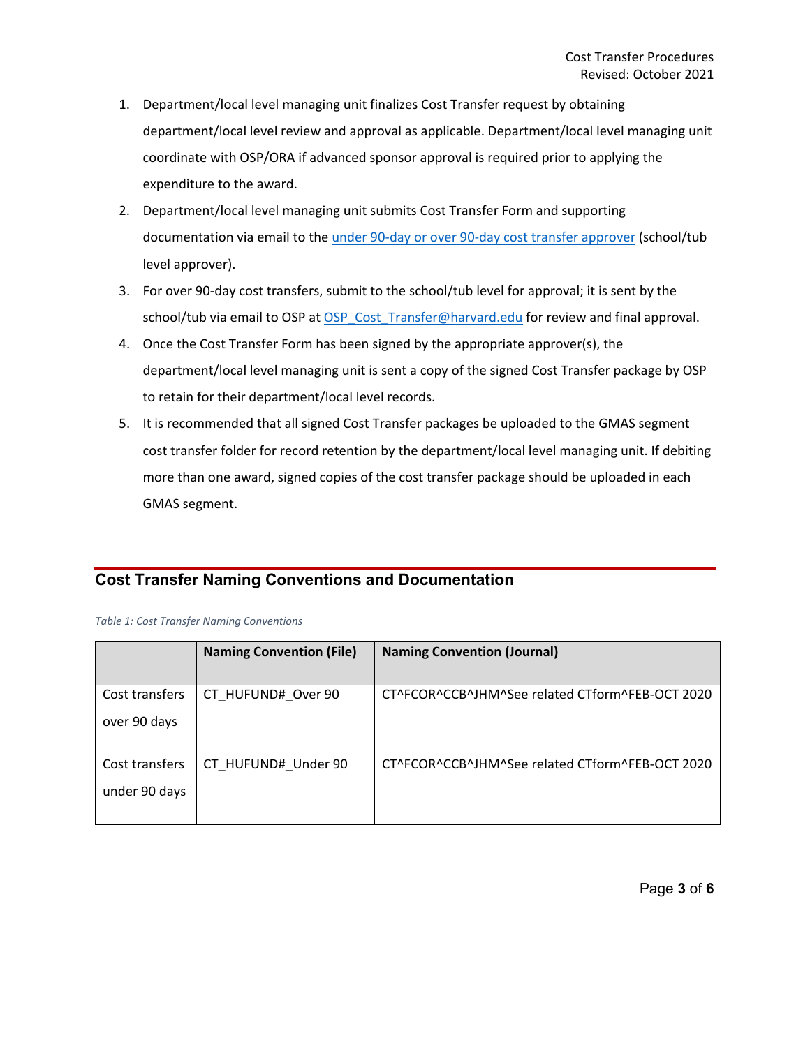1. Department/local level managing unit finalizes Cost Transfer request by obtaining department/local level review and approval as applicable. Department/local level managing unit coordinate with OSP/ORA if advanced sponsor approval is required prior to applying the expenditure to the award.
2. Department/local level managing unit submits Cost Transfer Form and supporting documentation via email to the under 90-day or over 90-day cost transfer approver (school/tub level approver).
3. For over 90-day cost transfers, submit to the school/tub level for approval; it is sent by the school/tub via email to OSP at OSP_Cost_Transfer@harvard.edu for review and final approval.
4. Once the Cost Transfer Form has been signed by the appropriate approver(s), the department/local level managing unit is sent a copy of the signed Cost Transfer package by OSP to retain for their department/local level records.
5. It is recommended that all signed Cost Transfer packages be uploaded to the GMAS segment cost transfer folder for record retention by the department/local level managing unit. If debiting more than one award, signed copies of the cost transfer package should be uploaded in each GMAS segment.

## Cost Transfer Naming Conventions and Documentation

*Table 1: Cost Transfer Naming Conventions*

| | Naming Convention (File) | Naming Convention (Journal) |
|---|---|---|
| Cost transfers over 90 days | CT_HUFUND#_Over 90 | CT^FCOR^CCB^JHM^See related CTform^FEB-OCT 2020 |
| Cost transfers under 90 days | CT_HUFUND#_Under 90 | CT^FCOR^CCB^JHM^See related CTform^FEB-OCT 2020 |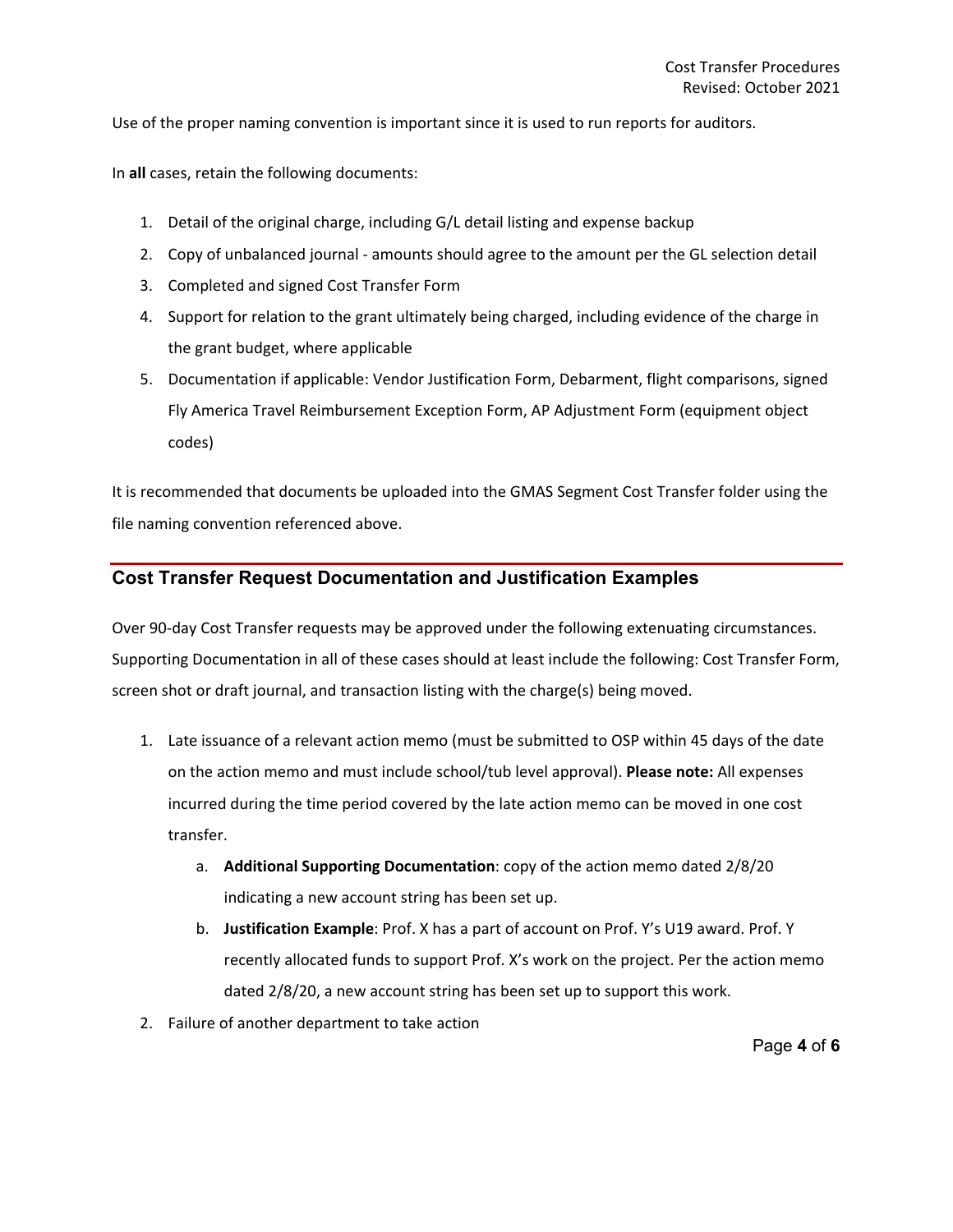Use of the proper naming convention is important since it is used to run reports for auditors.

In **all** cases, retain the following documents:

1. Detail of the original charge, including G/L detail listing and expense backup
2. Copy of unbalanced journal - amounts should agree to the amount per the GL selection detail
3. Completed and signed Cost Transfer Form
4. Support for relation to the grant ultimately being charged, including evidence of the charge in the grant budget, where applicable
5. Documentation if applicable: Vendor Justification Form, Debarment, flight comparisons, signed Fly America Travel Reimbursement Exception Form, AP Adjustment Form (equipment object codes)

It is recommended that documents be uploaded into the GMAS Segment Cost Transfer folder using the file naming convention referenced above.

## Cost Transfer Request Documentation and Justification Examples

Over 90-day Cost Transfer requests may be approved under the following extenuating circumstances. Supporting Documentation in all of these cases should at least include the following: Cost Transfer Form, screen shot or draft journal, and transaction listing with the charge(s) being moved.

1. Late issuance of a relevant action memo (must be submitted to OSP within 45 days of the date on the action memo and must include school/tub level approval). **Please note:** All expenses incurred during the time period covered by the late action memo can be moved in one cost transfer.
   a. **Additional Supporting Documentation**: copy of the action memo dated 2/8/20 indicating a new account string has been set up.
   b. **Justification Example**: Prof. X has a part of account on Prof. Y's U19 award. Prof. Y recently allocated funds to support Prof. X's work on the project. Per the action memo dated 2/8/20, a new account string has been set up to support this work.
2. Failure of another department to take action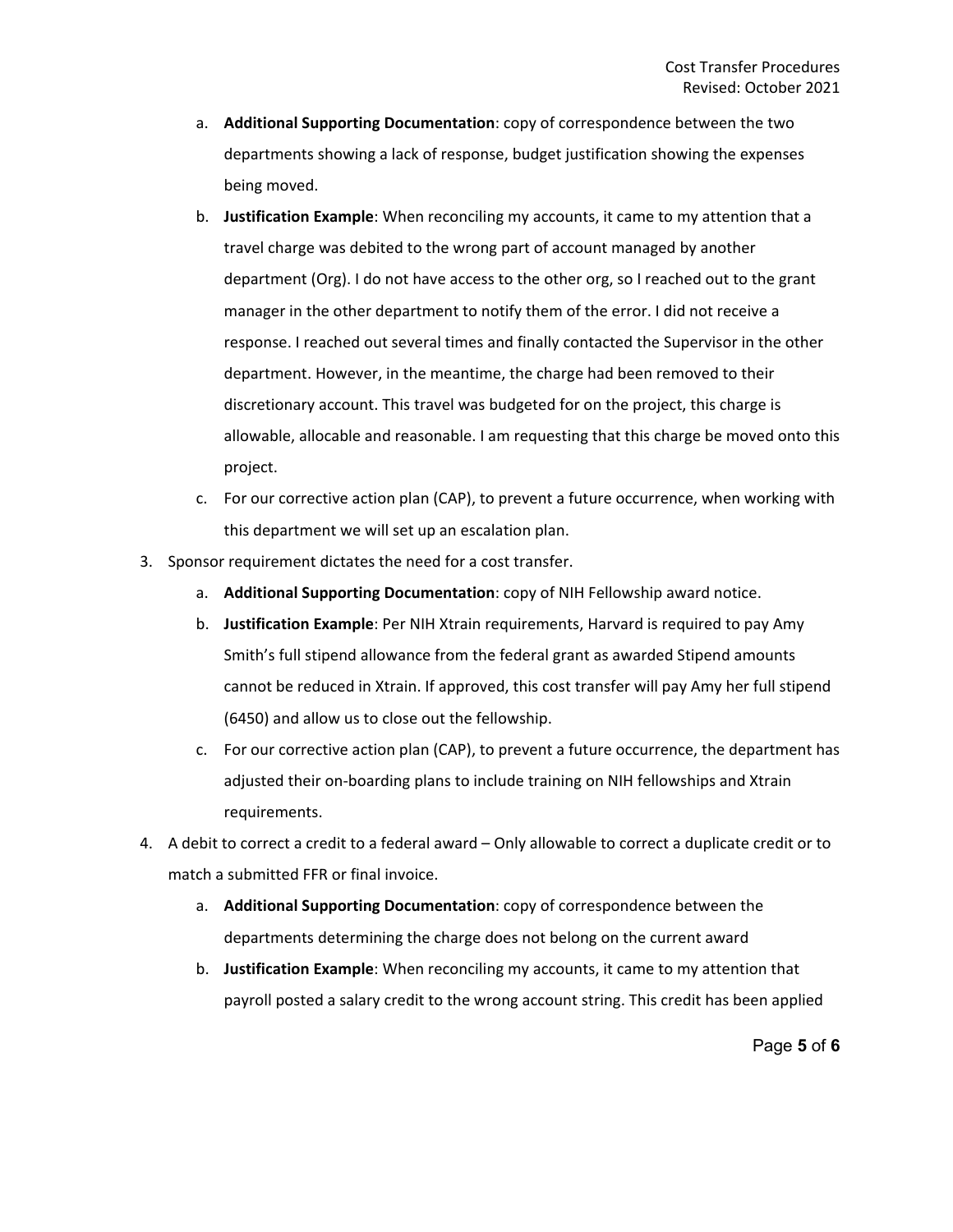a. **Additional Supporting Documentation**: copy of correspondence between the two departments showing a lack of response, budget justification showing the expenses being moved.
   b. **Justification Example**: When reconciling my accounts, it came to my attention that a travel charge was debited to the wrong part of account managed by another department (Org). I do not have access to the other org, so I reached out to the grant manager in the other department to notify them of the error. I did not receive a response. I reached out several times and finally contacted the Supervisor in the other department. However, in the meantime, the charge had been removed to their discretionary account. This travel was budgeted for on the project, this charge is allowable, allocable and reasonable. I am requesting that this charge be moved onto this project.
   c. For our corrective action plan (CAP), to prevent a future occurrence, when working with this department we will set up an escalation plan.
3. Sponsor requirement dictates the need for a cost transfer.
   a. **Additional Supporting Documentation**: copy of NIH Fellowship award notice.
   b. **Justification Example**: Per NIH Xtrain requirements, Harvard is required to pay Amy Smith's full stipend allowance from the federal grant as awarded Stipend amounts cannot be reduced in Xtrain. If approved, this cost transfer will pay Amy her full stipend (6450) and allow us to close out the fellowship.
   c. For our corrective action plan (CAP), to prevent a future occurrence, the department has adjusted their on-boarding plans to include training on NIH fellowships and Xtrain requirements.
4. A debit to correct a credit to a federal award – Only allowable to correct a duplicate credit or to match a submitted FFR or final invoice.
   a. **Additional Supporting Documentation**: copy of correspondence between the departments determining the charge does not belong on the current award
   b. **Justification Example**: When reconciling my accounts, it came to my attention that payroll posted a salary credit to the wrong account string. This credit has been applied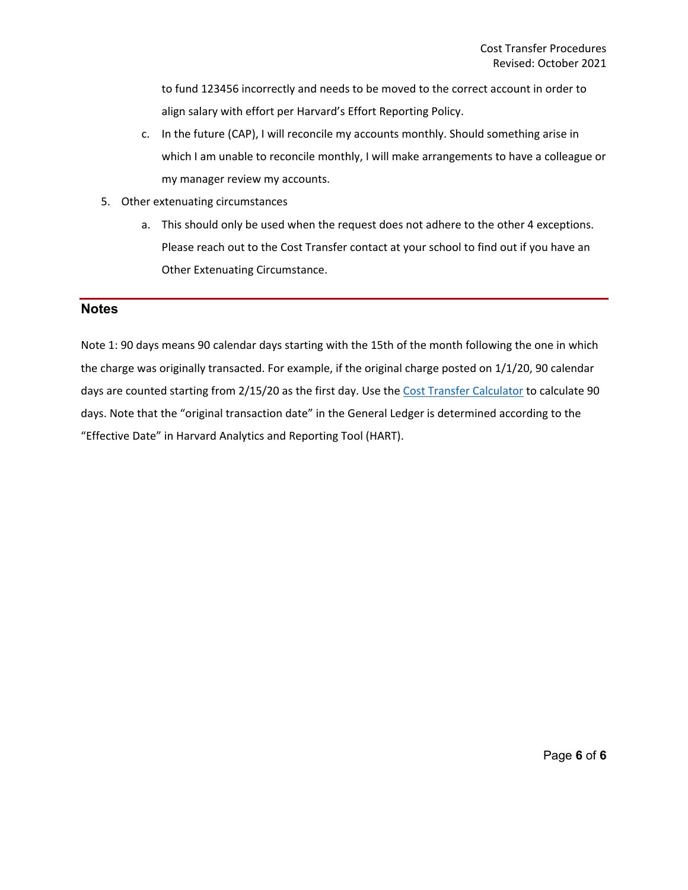to fund 123456 incorrectly and needs to be moved to the correct account in order to align salary with effort per Harvard's Effort Reporting Policy.

   c. In the future (CAP), I will reconcile my accounts monthly. Should something arise in which I am unable to reconcile monthly, I will make arrangements to have a colleague or my manager review my accounts.

5. Other extenuating circumstances

   a. This should only be used when the request does not adhere to the other 4 exceptions. Please reach out to the Cost Transfer contact at your school to find out if you have an Other Extenuating Circumstance.

## Notes

Note 1: 90 days means 90 calendar days starting with the 15th of the month following the one in which the charge was originally transacted. For example, if the original charge posted on 1/1/20, 90 calendar days are counted starting from 2/15/20 as the first day. Use the Cost Transfer Calculator to calculate 90 days. Note that the "original transaction date" in the General Ledger is determined according to the "Effective Date" in Harvard Analytics and Reporting Tool (HART).